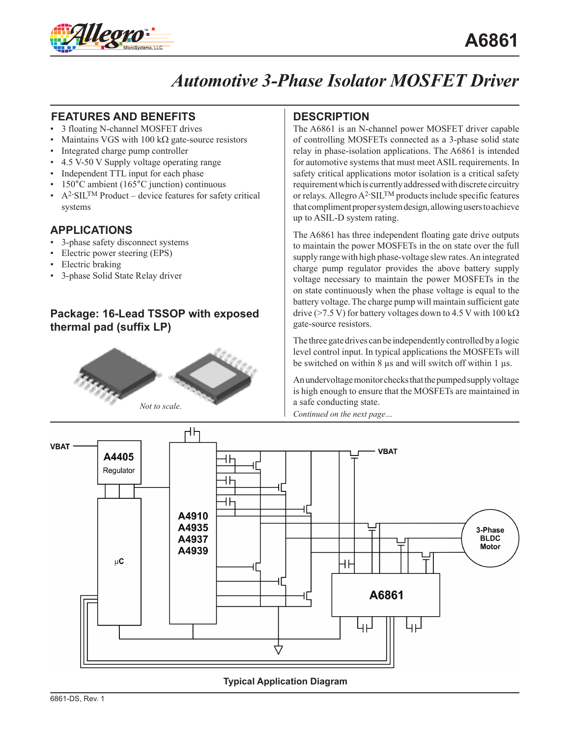# A6861

## Automotive 3-Phase Isolator MOSFET Driver

### FEATURES AND BENEFITS

- 3 floating N-channel MOSFET drives
- Maintains VGS with 100 kΩ gate-source resistors
- Integrated charge pump controller
- 4.5 V-50 V Supply voltage operating range
- Independent TTL input for each phase
- 150°C ambient (165°C junction) continuous
- $A^{2}$-SIL™ Product – device features for safety critical systems

### APPLICATIONS

- 3-phase safety disconnect systems
- Electric power steering (EPS)
- Electric braking
- 3-phase Solid State Relay driver

### Package: 16-Lead TSSOP with exposed thermal pad (suffix LP)

*Not to scale.*

### DESCRIPTION

The A6861 is an N-channel power MOSFET driver capable of controlling MOSFETs connected as a 3-phase solid state relay in phase-isolation applications. The A6861 is intended for automotive systems that must meet ASIL requirements. In safety critical applications motor isolation is a critical safety requirement which is currently addressed with discrete circuitry or relays. Allegro $A^{2}$-SIL™ products include specific features that compliment proper system design, allowing users to achieve up to ASIL-D system rating.

The A6861 has three independent floating gate drive outputs to maintain the power MOSFETs in the on state over the full supply range with high phase-voltage slew rates. An integrated charge pump regulator provides the above battery supply voltage necessary to maintain the power MOSFETs in the on state continuously when the phase voltage is equal to the battery voltage. The charge pump will maintain sufficient gate drive (>7.5 V) for battery voltages down to 4.5 V with 100 kΩ gate-source resistors.

The three gate drives can be independently controlled by a logic level control input. In typical applications the MOSFETs will be switched on within 8 µs and will switch off within 1 µs.

An undervoltage monitor checks that the pumped supply voltage is high enough to ensure that the MOSFETs are maintained in a safe conducting state.

*Continued on the next page…*

**Typical Application Diagram**

6861-DS, Rev. 1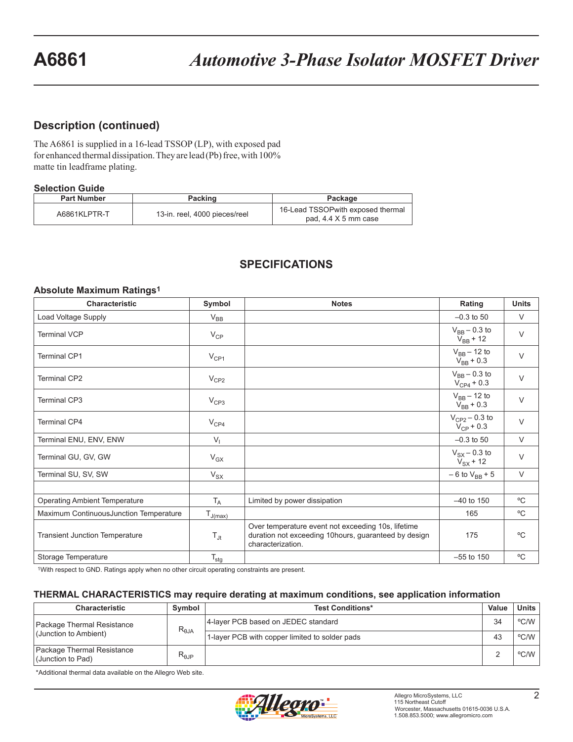## Description (continued)

The A6861 is supplied in a 16-lead TSSOP (LP), with exposed pad for enhanced thermal dissipation. They are lead (Pb) free, with 100% matte tin leadframe plating.

### Selection Guide

| Part Number | Packing | Package |
|---|---|---|
| A6861KLPTR-T | 13-in. reel, 4000 pieces/reel | 16-Lead TSSOPwith exposed thermal pad, 4.4 X 5 mm case |

## SPECIFICATIONS

### Absolute Maximum Ratings[1]

| Characteristic | Symbol | Notes | Rating | Units |
|---|---|---|---|---|
| Load Voltage Supply | $V_{BB}$ | | –0.3 to 50 | V |
| Terminal VCP | $V_{CP}$ | | $V_{BB}$ – 0.3 to $V_{BB}$ + 12 | V |
| Terminal CP1 | $V_{CP1}$ | | $V_{BB}$ – 12 to $V_{BB}$ + 0.3 | V |
| Terminal CP2 | $V_{CP2}$ | | $V_{BB}$ – 0.3 to $V_{CP4}$ + 0.3 | V |
| Terminal CP3 | $V_{CP3}$ | | $V_{BB}$ – 12 to $V_{BB}$ + 0.3 | V |
| Terminal CP4 | $V_{CP4}$ | | $V_{CP2}$ – 0.3 to $V_{CP}$ + 0.3 | V |
| Terminal ENU, ENV, ENW | $V_I$ | | –0.3 to 50 | V |
| Terminal GU, GV, GW | $V_{GX}$ | | $V_{SX}$ – 0.3 to $V_{SX}$ + 12 | V |
| Terminal SU, SV, SW | $V_{SX}$ | | – 6 to $V_{BB}$ + 5 | V |
| | | | | |
| Operating Ambient Temperature | $T_A$ | Limited by power dissipation | –40 to 150 | ºC |
| Maximum ContinuousJunction Temperature | $T_{J(max)}$ | | 165 | ºC |
| Transient Junction Temperature | $T_{Jt}$ | Over temperature event not exceeding 10s, lifetime duration not exceeding 10hours, guaranteed by design characterization. | 175 | ºC |
| Storage Temperature | $T_{stg}$ | | –55 to 150 | ºC |

[1]With respect to GND. Ratings apply when no other circuit operating constraints are present.

### THERMAL CHARACTERISTICS may require derating at maximum conditions, see application information

| Characteristic | Symbol | Test Conditions* | Value | Units |
|---|---|---|---|---|
| Package Thermal Resistance (Junction to Ambient) | $R_{\theta JA}$ | 4-layer PCB based on JEDEC standard | 34 | ºC/W |
| | | 1-layer PCB with copper limited to solder pads | 43 | ºC/W |
| Package Thermal Resistance (Junction to Pad) | $R_{\theta JP}$ | | 2 | ºC/W |

*Additional thermal data available on the Allegro Web site.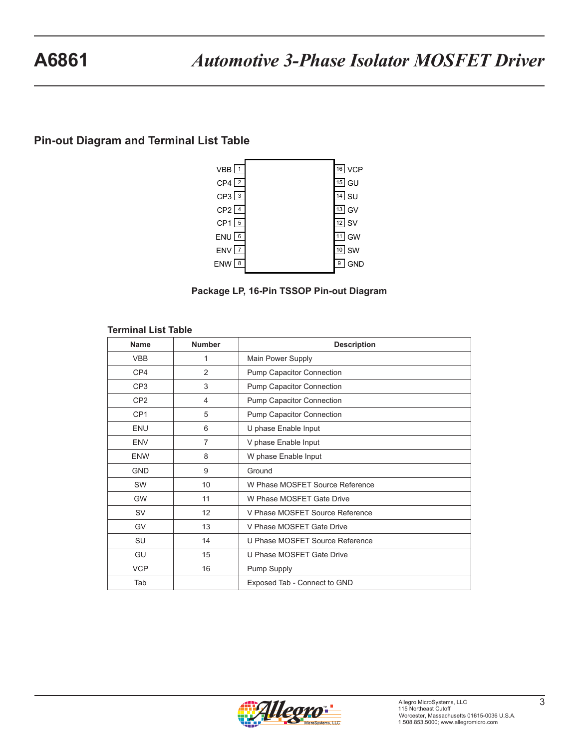## Pin-out Diagram and Terminal List Table

Package LP, 16-Pin TSSOP Pin-out Diagram

### Terminal List Table

| Name | Number | Description |
|---|---|---|
| VBB | 1 | Main Power Supply |
| CP4 | 2 | Pump Capacitor Connection |
| CP3 | 3 | Pump Capacitor Connection |
| CP2 | 4 | Pump Capacitor Connection |
| CP1 | 5 | Pump Capacitor Connection |
| ENU | 6 | U phase Enable Input |
| ENV | 7 | V phase Enable Input |
| ENW | 8 | W phase Enable Input |
| GND | 9 | Ground |
| SW | 10 | W Phase MOSFET Source Reference |
| GW | 11 | W Phase MOSFET Gate Drive |
| SV | 12 | V Phase MOSFET Source Reference |
| GV | 13 | V Phase MOSFET Gate Drive |
| SU | 14 | U Phase MOSFET Source Reference |
| GU | 15 | U Phase MOSFET Gate Drive |
| VCP | 16 | Pump Supply |
| Tab | | Exposed Tab - Connect to GND |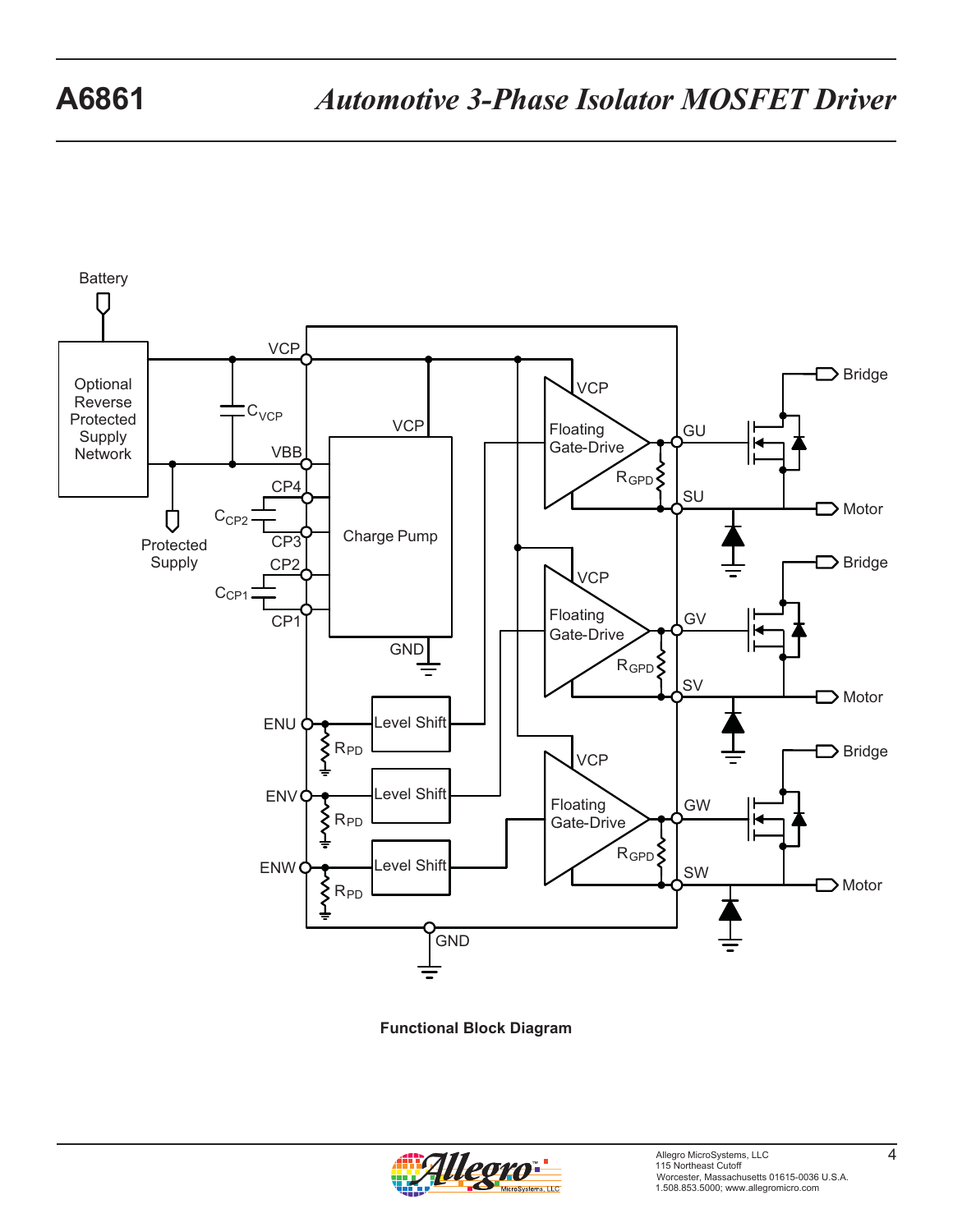Battery

Optional Reverse Protected Supply Network

VCP

$C_{VCP}$

VBB

CP4

$C_{CP2}$

CP3

CP2

$C_{CP1}$

CP1

Protected Supply

VCP

Charge Pump

GND

ENU

$R_{PD}$

ENV

$R_{PD}$

ENW

$R_{PD}$

Level Shift

Level Shift

Level Shift

GND

VCP

Floating Gate-Drive

$R_{GPD}$

GU

SU

VCP

Floating Gate-Drive

$R_{GPD}$

GV

SV

VCP

Floating Gate-Drive

$R_{GPD}$

GW

SW

Bridge

Motor

Bridge

Motor

Bridge

Motor

**Functional Block Diagram**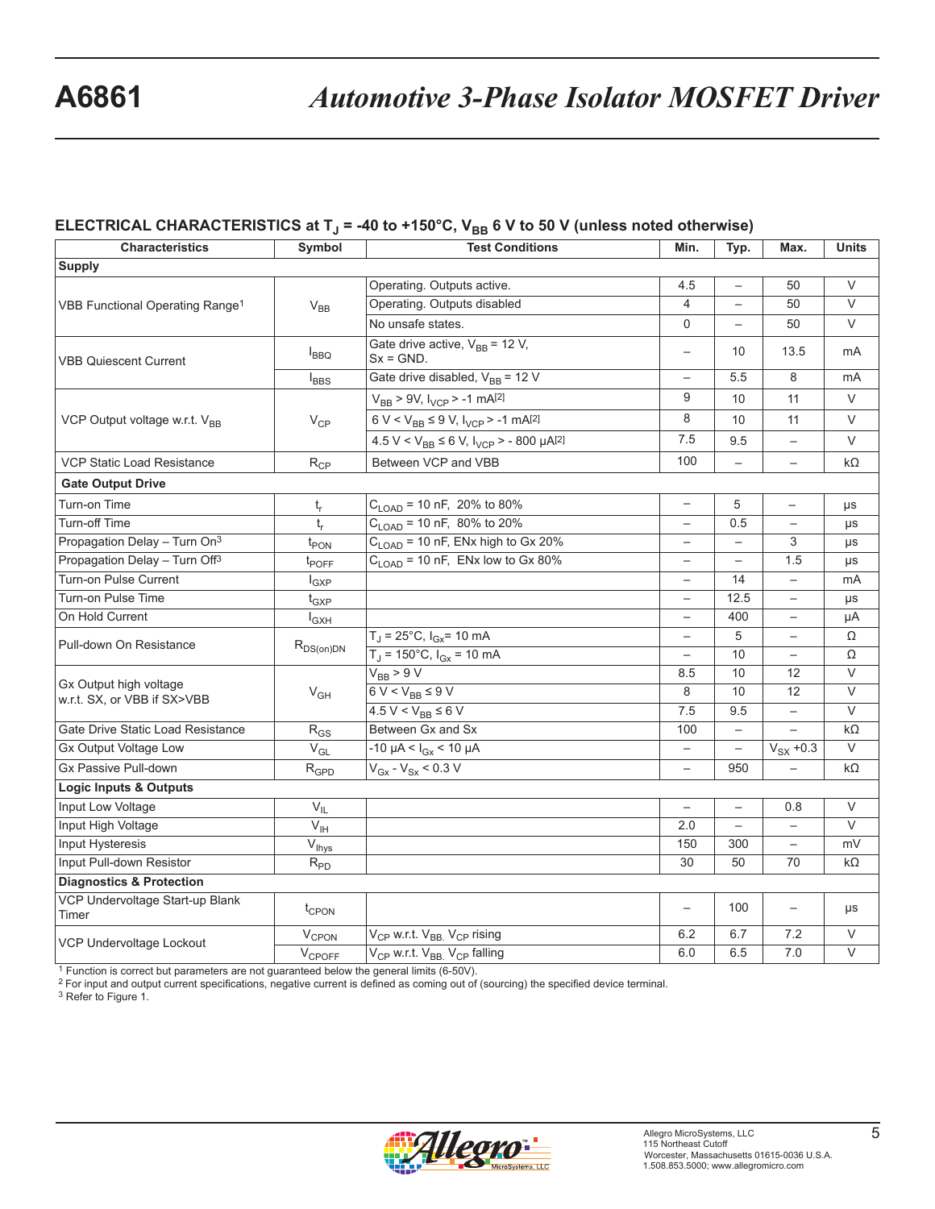## ELECTRICAL CHARACTERISTICS at $T_J$ = -40 to +150°C, $V_{BB}$ 6 V to 50 V (unless noted otherwise)

| Characteristics | Symbol | Test Conditions | Min. | Typ. | Max. | Units |
|---|---|---|---|---|---|---|
| **Supply** | | | | | | |
| VBB Functional Operating Range[1] | $V_{BB}$ | Operating. Outputs active. | 4.5 | – | 50 | V |
| | | Operating. Outputs disabled | 4 | – | 50 | V |
| | | No unsafe states. | 0 | – | 50 | V |
| VBB Quiescent Current | $I_{BBQ}$ | Gate drive active, $V_{BB}$ = 12 V, Sx = GND. | – | 10 | 13.5 | mA |
| | $I_{BBS}$ | Gate drive disabled, $V_{BB}$ = 12 V | – | 5.5 | 8 | mA |
| VCP Output voltage w.r.t. $V_{BB}$ | $V_{CP}$ | $V_{BB}$ > 9V, $I_{VCP}$ > -1 mA[2] | 9 | 10 | 11 | V |
| | | 6 V < $V_{BB}$ ≤ 9 V, $I_{VCP}$ > -1 mA[2] | 8 | 10 | 11 | V |
| | | 4.5 V < $V_{BB}$ ≤ 6 V, $I_{VCP}$ > - 800 µA[2] | 7.5 | 9.5 | – | V |
| VCP Static Load Resistance | $R_{CP}$ | Between VCP and VBB | 100 | – | – | kΩ |
| **Gate Output Drive** | | | | | | |
| Turn-on Time | $t_r$ | $C_{LOAD}$ = 10 nF, 20% to 80% | – | 5 | – | µs |
| Turn-off Time | $t_r$ | $C_{LOAD}$ = 10 nF, 80% to 20% | – | 0.5 | – | µs |
| Propagation Delay – Turn On[3] | $t_{PON}$ | $C_{LOAD}$ = 10 nF, ENx high to Gx 20% | – | – | 3 | µs |
| Propagation Delay – Turn Off[3] | $t_{POFF}$ | $C_{LOAD}$ = 10 nF, ENx low to Gx 80% | – | – | 1.5 | µs |
| Turn-on Pulse Current | $I_{GXP}$ | | – | 14 | – | mA |
| Turn-on Pulse Time | $t_{GXP}$ | | – | 12.5 | – | µs |
| On Hold Current | $I_{GXH}$ | | – | 400 | – | µA |
| Pull-down On Resistance | $R_{DS(on)DN}$ | $T_J$ = 25°C, $I_{Gx}$= 10 mA | – | 5 | – | Ω |
| | | $T_J$ = 150°C, $I_{Gx}$ = 10 mA | – | 10 | – | Ω |
| Gx Output high voltage w.r.t. SX, or VBB if SX>VBB | $V_{GH}$ | $V_{BB}$ > 9 V | 8.5 | 10 | 12 | V |
| | | 6 V < $V_{BB}$ ≤ 9 V | 8 | 10 | 12 | V |
| | | 4.5 V < $V_{BB}$ ≤ 6 V | 7.5 | 9.5 | – | V |
| Gate Drive Static Load Resistance | $R_{GS}$ | Between Gx and Sx | 100 | – | – | kΩ |
| Gx Output Voltage Low | $V_{GL}$ | -10 µA < $I_{Gx}$ < 10 µA | – | – | $V_{SX}$ +0.3 | V |
| Gx Passive Pull-down | $R_{GPD}$ | $V_{Gx}$ - $V_{Sx}$ < 0.3 V | – | 950 | – | kΩ |
| **Logic Inputs & Outputs** | | | | | | |
| Input Low Voltage | $V_{IL}$ | | – | – | 0.8 | V |
| Input High Voltage | $V_{IH}$ | | 2.0 | – | – | V |
| Input Hysteresis | $V_{Ihys}$ | | 150 | 300 | – | mV |
| Input Pull-down Resistor | $R_{PD}$ | | 30 | 50 | 70 | kΩ |
| **Diagnostics & Protection** | | | | | | |
| VCP Undervoltage Start-up Blank Timer | $t_{CPON}$ | | – | 100 | – | µs |
| VCP Undervoltage Lockout | $V_{CPON}$ | $V_{CP}$ w.r.t. $V_{BB}$, $V_{CP}$ rising | 6.2 | 6.7 | 7.2 | V |
| | $V_{CPOFF}$ | $V_{CP}$ w.r.t. $V_{BB}$, $V_{CP}$ falling | 6.0 | 6.5 | 7.0 | V |

[1] Function is correct but parameters are not guaranteed below the general limits (6-50V).
[2] For input and output current specifications, negative current is defined as coming out of (sourcing) the specified device terminal.
[3] Refer to Figure 1.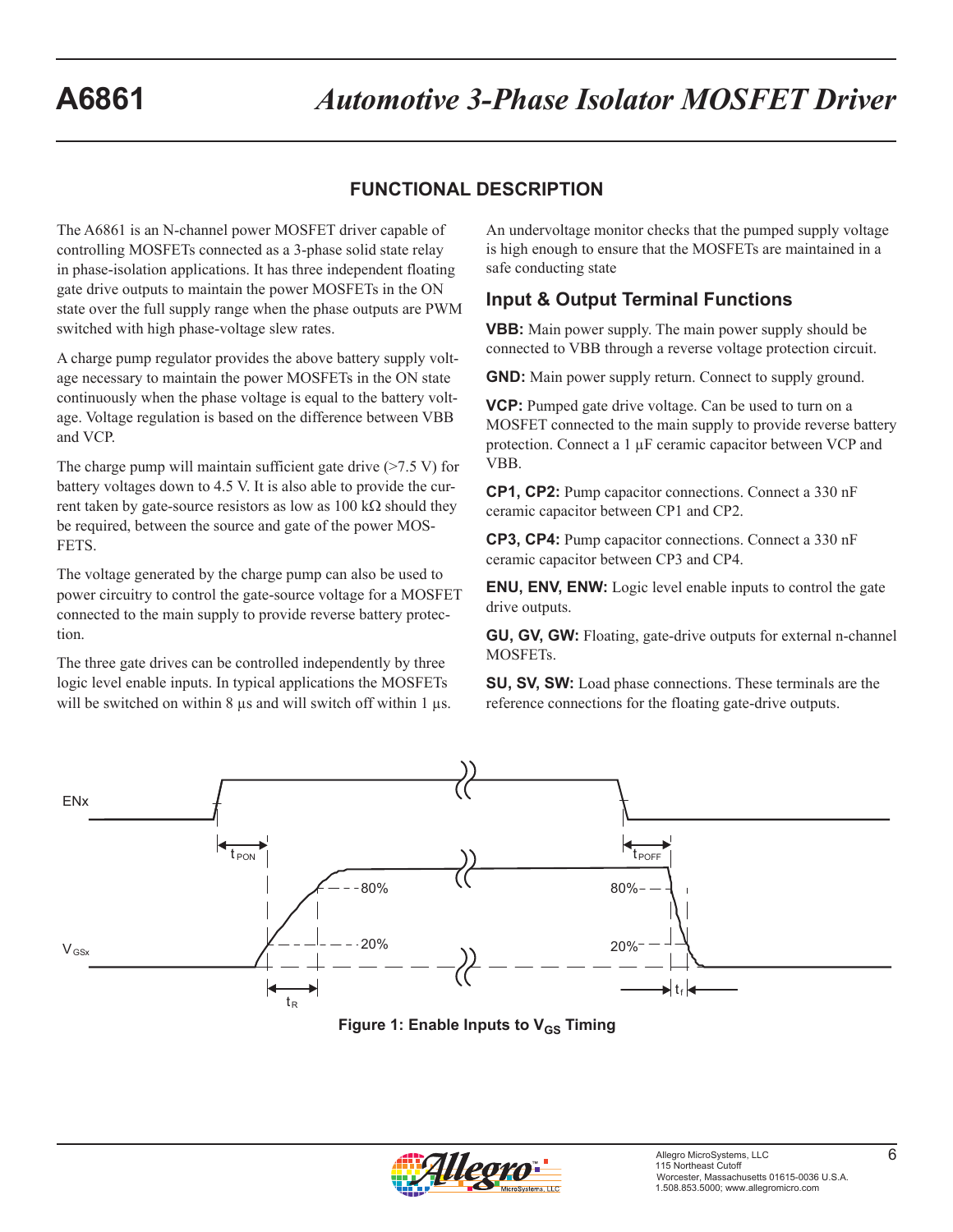## FUNCTIONAL DESCRIPTION

The A6861 is an N-channel power MOSFET driver capable of controlling MOSFETs connected as a 3-phase solid state relay in phase-isolation applications. It has three independent floating gate drive outputs to maintain the power MOSFETs in the ON state over the full supply range when the phase outputs are PWM switched with high phase-voltage slew rates.

A charge pump regulator provides the above battery supply voltage necessary to maintain the power MOSFETs in the ON state continuously when the phase voltage is equal to the battery voltage. Voltage regulation is based on the difference between VBB and VCP.

The charge pump will maintain sufficient gate drive (>7.5 V) for battery voltages down to 4.5 V. It is also able to provide the current taken by gate-source resistors as low as 100 kΩ should they be required, between the source and gate of the power MOSFETS.

The voltage generated by the charge pump can also be used to power circuitry to control the gate-source voltage for a MOSFET connected to the main supply to provide reverse battery protection.

The three gate drives can be controlled independently by three logic level enable inputs. In typical applications the MOSFETs will be switched on within 8 µs and will switch off within 1 µs.

An undervoltage monitor checks that the pumped supply voltage is high enough to ensure that the MOSFETs are maintained in a safe conducting state

### Input & Output Terminal Functions

**VBB:** Main power supply. The main power supply should be connected to VBB through a reverse voltage protection circuit.

**GND:** Main power supply return. Connect to supply ground.

**VCP:** Pumped gate drive voltage. Can be used to turn on a MOSFET connected to the main supply to provide reverse battery protection. Connect a 1 µF ceramic capacitor between VCP and VBB.

**CP1, CP2:** Pump capacitor connections. Connect a 330 nF ceramic capacitor between CP1 and CP2.

**CP3, CP4:** Pump capacitor connections. Connect a 330 nF ceramic capacitor between CP3 and CP4.

**ENU, ENV, ENW:** Logic level enable inputs to control the gate drive outputs.

**GU, GV, GW:** Floating, gate-drive outputs for external n-channel MOSFETs.

**SU, SV, SW:** Load phase connections. These terminals are the reference connections for the floating gate-drive outputs.

**Figure 1: Enable Inputs to $V_{GS}$ Timing**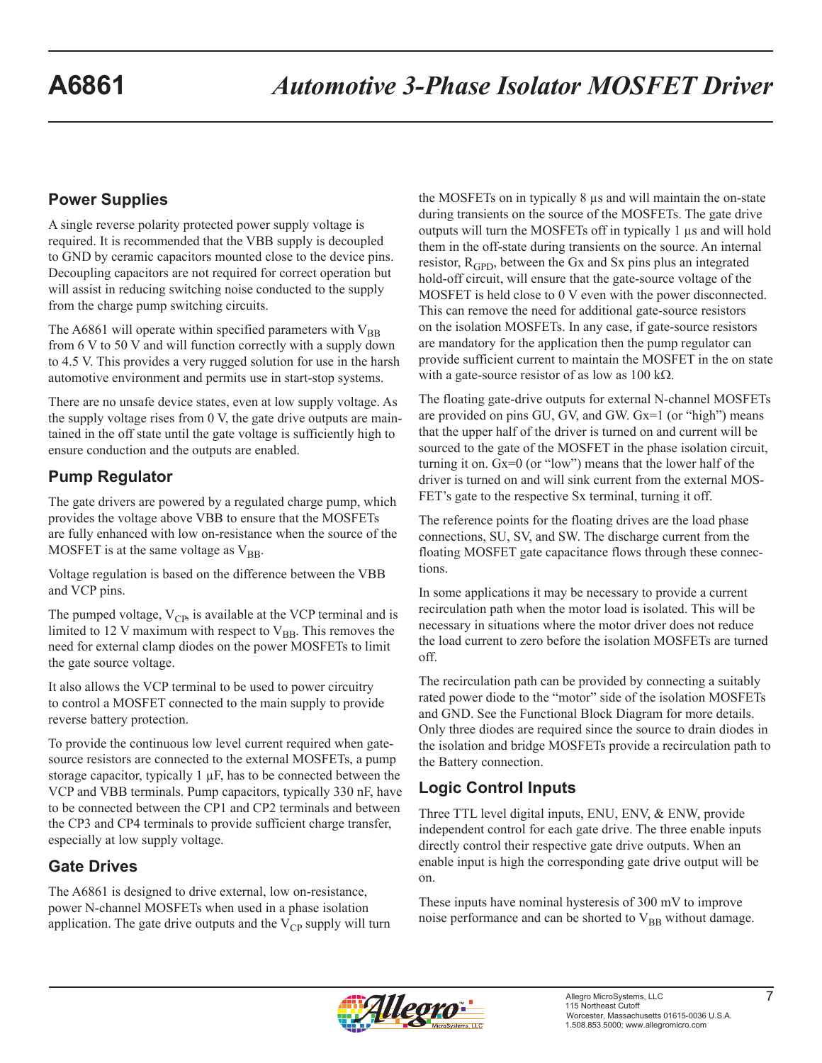## Power Supplies

A single reverse polarity protected power supply voltage is required. It is recommended that the VBB supply is decoupled to GND by ceramic capacitors mounted close to the device pins. Decoupling capacitors are not required for correct operation but will assist in reducing switching noise conducted to the supply from the charge pump switching circuits.

The A6861 will operate within specified parameters with $V_{BB}$ from 6 V to 50 V and will function correctly with a supply down to 4.5 V. This provides a very rugged solution for use in the harsh automotive environment and permits use in start-stop systems.

There are no unsafe device states, even at low supply voltage. As the supply voltage rises from 0 V, the gate drive outputs are maintained in the off state until the gate voltage is sufficiently high to ensure conduction and the outputs are enabled.

## Pump Regulator

The gate drivers are powered by a regulated charge pump, which provides the voltage above VBB to ensure that the MOSFETs are fully enhanced with low on-resistance when the source of the MOSFET is at the same voltage as $V_{BB}$.

Voltage regulation is based on the difference between the VBB and VCP pins.

The pumped voltage, $V_{CP}$, is available at the VCP terminal and is limited to 12 V maximum with respect to $V_{BB}$. This removes the need for external clamp diodes on the power MOSFETs to limit the gate source voltage.

It also allows the VCP terminal to be used to power circuitry to control a MOSFET connected to the main supply to provide reverse battery protection.

To provide the continuous low level current required when gate-source resistors are connected to the external MOSFETs, a pump storage capacitor, typically 1 µF, has to be connected between the VCP and VBB terminals. Pump capacitors, typically 330 nF, have to be connected between the CP1 and CP2 terminals and between the CP3 and CP4 terminals to provide sufficient charge transfer, especially at low supply voltage.

## Gate Drives

The A6861 is designed to drive external, low on-resistance, power N-channel MOSFETs when used in a phase isolation application. The gate drive outputs and the $V_{CP}$ supply will turn the MOSFETs on in typically 8 µs and will maintain the on-state during transients on the source of the MOSFETs. The gate drive outputs will turn the MOSFETs off in typically 1 µs and will hold them in the off-state during transients on the source. An internal resistor, $R_{GPD}$, between the Gx and Sx pins plus an integrated hold-off circuit, will ensure that the gate-source voltage of the MOSFET is held close to 0 V even with the power disconnected. This can remove the need for additional gate-source resistors on the isolation MOSFETs. In any case, if gate-source resistors are mandatory for the application then the pump regulator can provide sufficient current to maintain the MOSFET in the on state with a gate-source resistor of as low as 100 kΩ.

The floating gate-drive outputs for external N-channel MOSFETs are provided on pins GU, GV, and GW. Gx=1 (or "high") means that the upper half of the driver is turned on and current will be sourced to the gate of the MOSFET in the phase isolation circuit, turning it on. Gx=0 (or "low") means that the lower half of the driver is turned on and will sink current from the external MOSFET's gate to the respective Sx terminal, turning it off.

The reference points for the floating drives are the load phase connections, SU, SV, and SW. The discharge current from the floating MOSFET gate capacitance flows through these connections.

In some applications it may be necessary to provide a current recirculation path when the motor load is isolated. This will be necessary in situations where the motor driver does not reduce the load current to zero before the isolation MOSFETs are turned off.

The recirculation path can be provided by connecting a suitably rated power diode to the "motor" side of the isolation MOSFETs and GND. See the Functional Block Diagram for more details. Only three diodes are required since the source to drain diodes in the isolation and bridge MOSFETs provide a recirculation path to the Battery connection.

## Logic Control Inputs

Three TTL level digital inputs, ENU, ENV, & ENW, provide independent control for each gate drive. The three enable inputs directly control their respective gate drive outputs. When an enable input is high the corresponding gate drive output will be on.

These inputs have nominal hysteresis of 300 mV to improve noise performance and can be shorted to $V_{BB}$ without damage.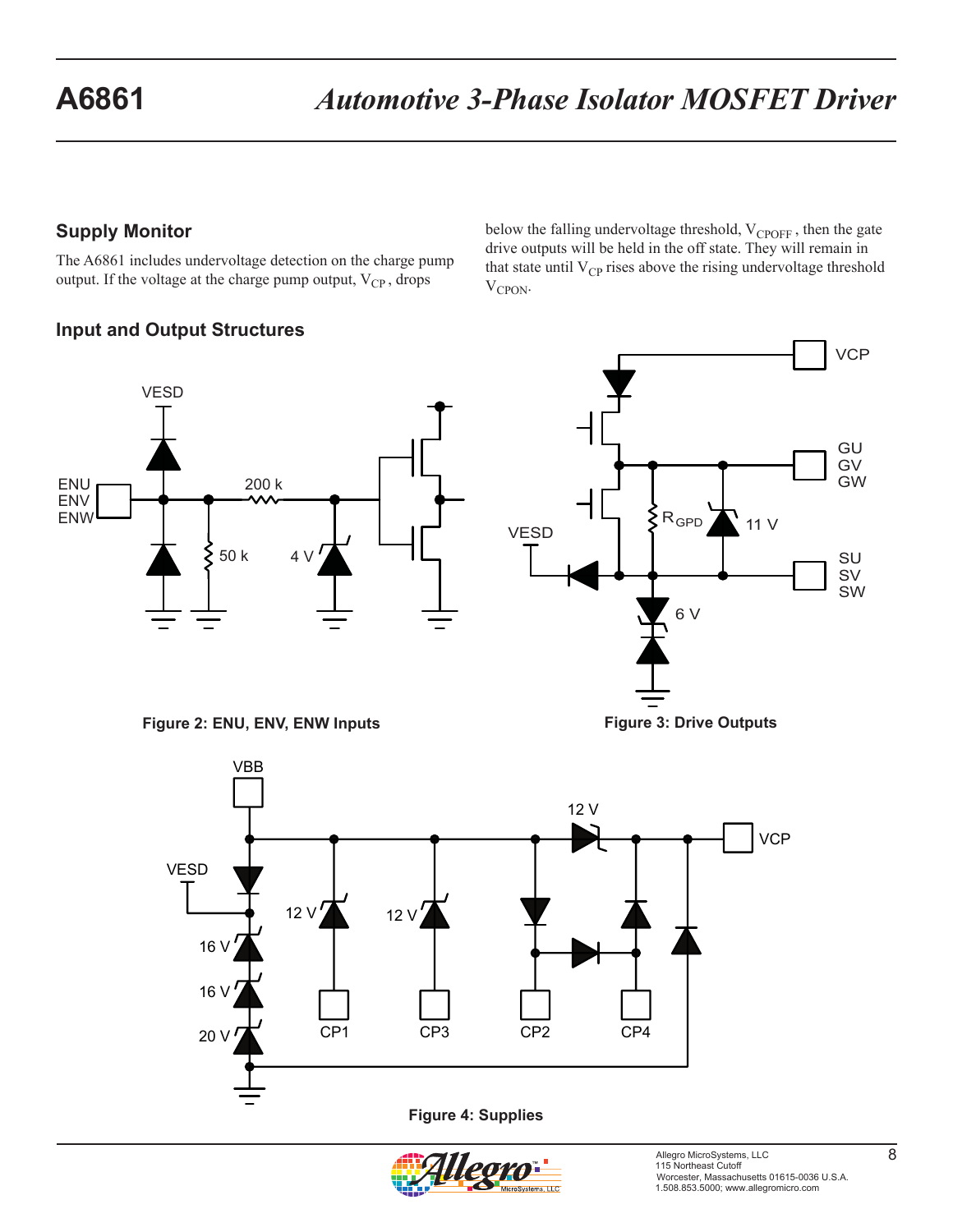## Supply Monitor

The A6861 includes undervoltage detection on the charge pump output. If the voltage at the charge pump output, $V_{CP}$, drops below the falling undervoltage threshold, $V_{CPOFF}$, then the gate drive outputs will be held in the off state. They will remain in that state until $V_{CP}$ rises above the rising undervoltage threshold $V_{CPON}$.

## Input and Output Structures

**Figure 2: ENU, ENV, ENW Inputs**

**Figure 3: Drive Outputs**

**Figure 4: Supplies**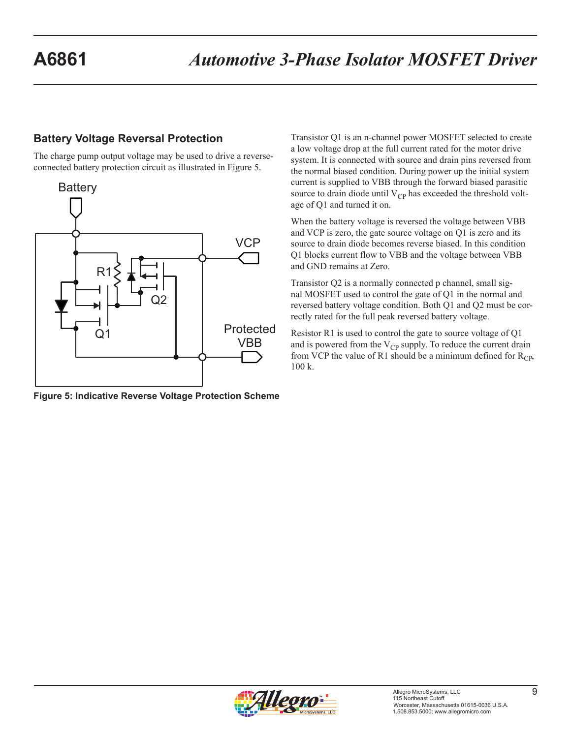## Battery Voltage Reversal Protection

The charge pump output voltage may be used to drive a reverse-connected battery protection circuit as illustrated in Figure 5.

Figure 5: Indicative Reverse Voltage Protection Scheme

Transistor Q1 is an n-channel power MOSFET selected to create a low voltage drop at the full current rated for the motor drive system. It is connected with source and drain pins reversed from the normal biased condition. During power up the initial system current is supplied to VBB through the forward biased parasitic source to drain diode until $V_{CP}$ has exceeded the threshold voltage of Q1 and turned it on.

When the battery voltage is reversed the voltage between VBB and VCP is zero, the gate source voltage on Q1 is zero and its source to drain diode becomes reverse biased. In this condition Q1 blocks current flow to VBB and the voltage between VBB and GND remains at Zero.

Transistor Q2 is a normally connected p channel, small signal MOSFET used to control the gate of Q1 in the normal and reversed battery voltage condition. Both Q1 and Q2 must be correctly rated for the full peak reversed battery voltage.

Resistor R1 is used to control the gate to source voltage of Q1 and is powered from the $V_{CP}$ supply. To reduce the current drain from VCP the value of R1 should be a minimum defined for $R_{CP}$, 100 k.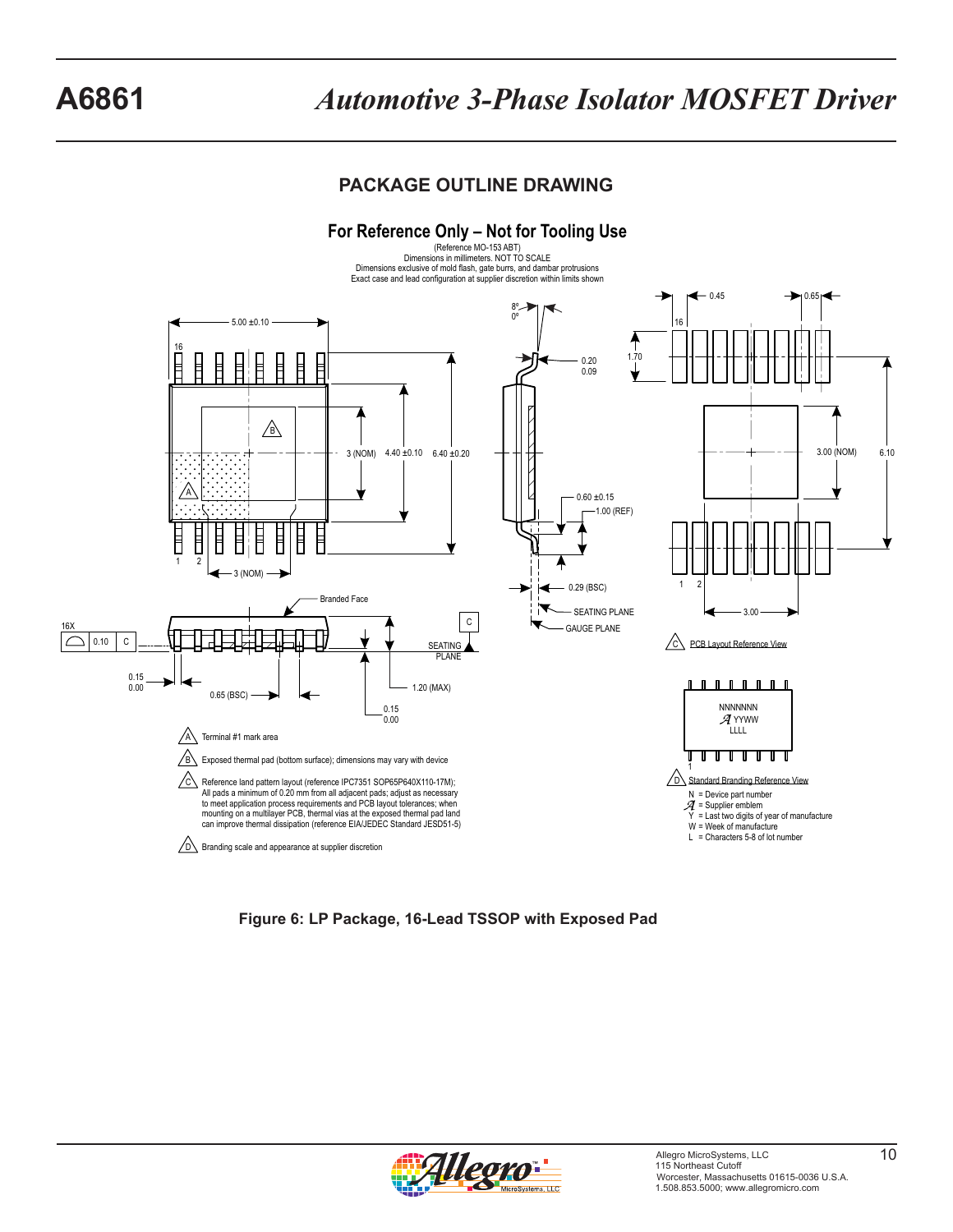## PACKAGE OUTLINE DRAWING

### For Reference Only – Not for Tooling Use

(Reference MO-153 ABT)
Dimensions in millimeters. NOT TO SCALE
Dimensions exclusive of mold flash, gate burrs, and dambar protrusions
Exact case and lead configuration at supplier discretion within limits shown

5.00 ±0.10

16

1 2

3 (NOM)

3 (NOM)

4.40 ±0.10

6.40 ±0.20

8º
0º

0.20
0.09

0.60 ±0.15

1.00 (REF)

0.29 (BSC)

SEATING PLANE

GAUGE PLANE

Branded Face

16X 0.10 C

C

SEATING PLANE

0.15
0.00

0.65 (BSC)

1.20 (MAX)

0.15
0.00

0.45

0.65

16

1.70

3.00 (NOM)

6.10

1 2

3.00

C PCB Layout Reference View

NNNNNNN
YYWW
LLLL

1

D Standard Branding Reference View

N = Device part number
= Supplier emblem
Y = Last two digits of year of manufacture
W = Week of manufacture
L = Characters 5-8 of lot number

A Terminal #1 mark area

B Exposed thermal pad (bottom surface); dimensions may vary with device

C Reference land pattern layout (reference IPC7351 SOP65P640X110-17M); All pads a minimum of 0.20 mm from all adjacent pads; adjust as necessary to meet application process requirements and PCB layout tolerances; when mounting on a multilayer PCB, thermal vias at the exposed thermal pad land can improve thermal dissipation (reference EIA/JEDEC Standard JESD51-5)

D Branding scale and appearance at supplier discretion

**Figure 6: LP Package, 16-Lead TSSOP with Exposed Pad**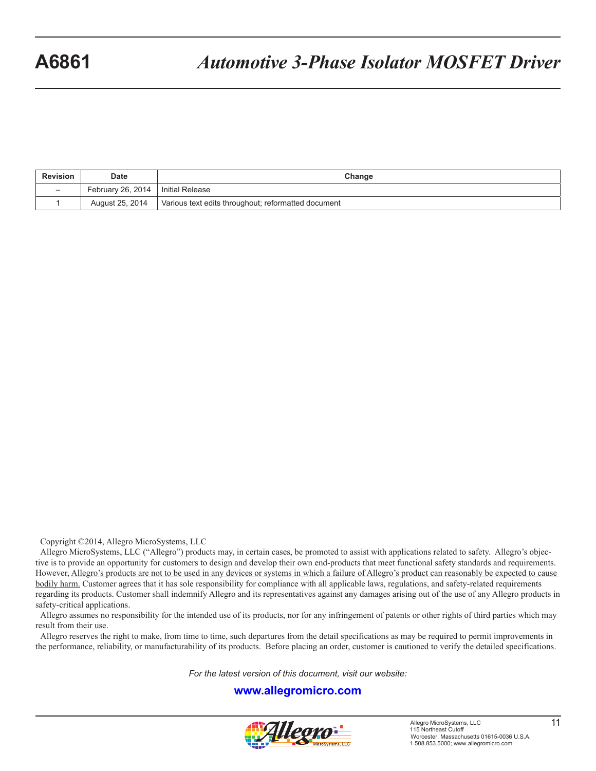| Revision | Date | Change |
|---|---|---|
| – | February 26, 2014 | Initial Release |
| 1 | August 25, 2014 | Various text edits throughout; reformatted document |

Copyright ©2014, Allegro MicroSystems, LLC

Allegro MicroSystems, LLC ("Allegro") products may, in certain cases, be promoted to assist with applications related to safety. Allegro's objective is to provide an opportunity for customers to design and develop their own end-products that meet functional safety standards and requirements. However, Allegro's products are not to be used in any devices or systems in which a failure of Allegro's product can reasonably be expected to cause bodily harm. Customer agrees that it has sole responsibility for compliance with all applicable laws, regulations, and safety-related requirements regarding its products. Customer shall indemnify Allegro and its representatives against any damages arising out of the use of any Allegro products in safety-critical applications.

Allegro assumes no responsibility for the intended use of its products, nor for any infringement of patents or other rights of third parties which may result from their use.

Allegro reserves the right to make, from time to time, such departures from the detail specifications as may be required to permit improvements in the performance, reliability, or manufacturability of its products. Before placing an order, customer is cautioned to verify the detailed specifications.

*For the latest version of this document, visit our website:*

**www.allegromicro.com**